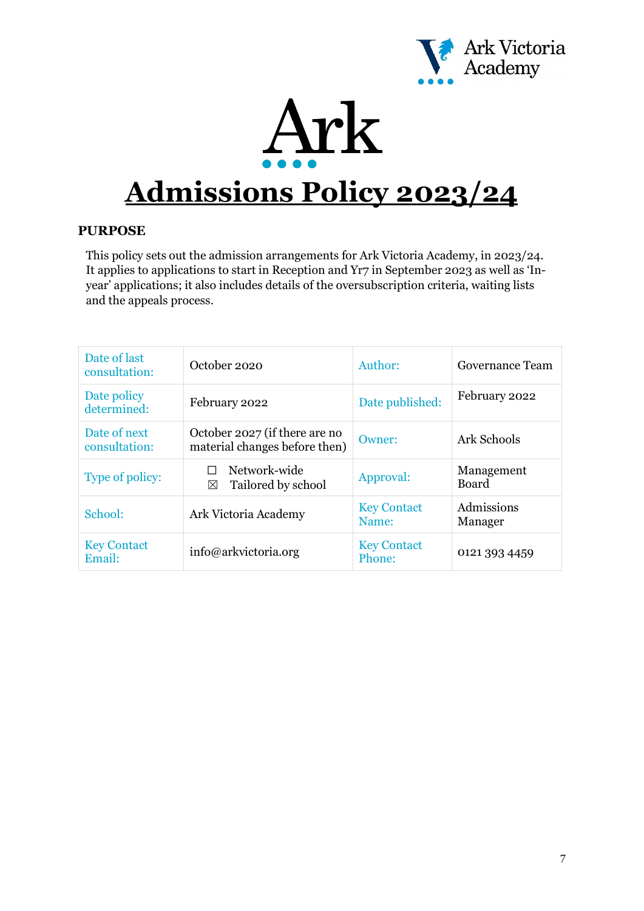Ark Victoria Academy

Ark

# Admissions Policy 2023/24

## PURPOSE

This policy sets out the admission arrangements for Ark Victoria Academy, in 2023/24. It applies to applications to start in Reception and Yr7 in September 2023 as well as 'In-year' applications; it also includes details of the oversubscription criteria, waiting lists and the appeals process.

| | | | |
|---|---|---|---|
| Date of last consultation: | October 2020 | Author: | Governance Team |
| Date policy determined: | February 2022 | Date published: | February 2022 |
| Date of next consultation: | October 2027 (if there are no material changes before then) | Owner: | Ark Schools |
| Type of policy: | ☐ Network-wide<br>☒ Tailored by school | Approval: | Management Board |
| School: | Ark Victoria Academy | Key Contact Name: | Admissions Manager |
| Key Contact Email: | info@arkvictoria.org | Key Contact Phone: | 0121 393 4459 |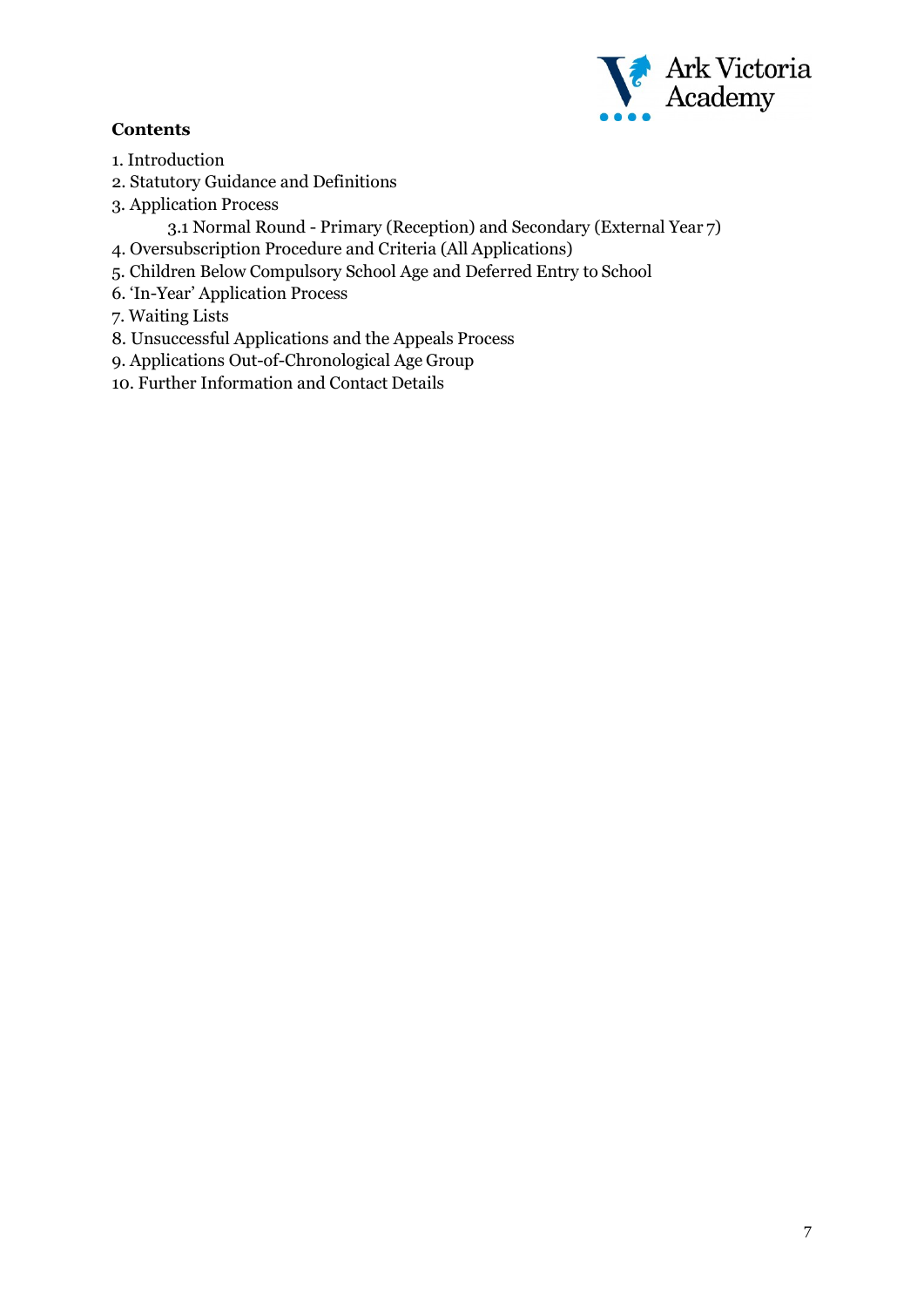**Contents**

1. Introduction
2. Statutory Guidance and Definitions
3. Application Process
    - 3.1 Normal Round - Primary (Reception) and Secondary (External Year 7)
4. Oversubscription Procedure and Criteria (All Applications)
5. Children Below Compulsory School Age and Deferred Entry to School
6. 'In-Year' Application Process
7. Waiting Lists
8. Unsuccessful Applications and the Appeals Process
9. Applications Out-of-Chronological Age Group
10. Further Information and Contact Details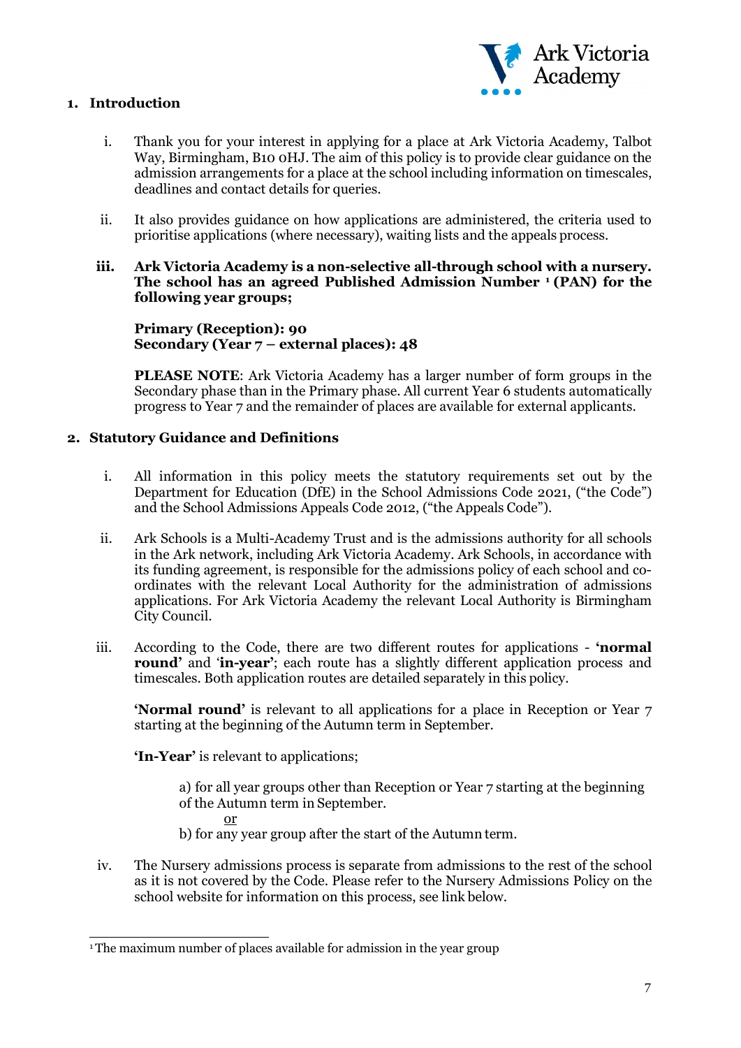## 1. Introduction

i. Thank you for your interest in applying for a place at Ark Victoria Academy, Talbot Way, Birmingham, B10 0HJ. The aim of this policy is to provide clear guidance on the admission arrangements for a place at the school including information on timescales, deadlines and contact details for queries.

ii. It also provides guidance on how applications are administered, the criteria used to prioritise applications (where necessary), waiting lists and the appeals process.

**iii. Ark Victoria Academy is a non-selective all-through school with a nursery. The school has an agreed Published Admission Number [1] (PAN) for the following year groups;**

**Primary (Reception): 90**
**Secondary (Year 7 – external places): 48**

**PLEASE NOTE**: Ark Victoria Academy has a larger number of form groups in the Secondary phase than in the Primary phase. All current Year 6 students automatically progress to Year 7 and the remainder of places are available for external applicants.

## 2. Statutory Guidance and Definitions

i. All information in this policy meets the statutory requirements set out by the Department for Education (DfE) in the School Admissions Code 2021, ("the Code") and the School Admissions Appeals Code 2012, ("the Appeals Code").

ii. Ark Schools is a Multi-Academy Trust and is the admissions authority for all schools in the Ark network, including Ark Victoria Academy. Ark Schools, in accordance with its funding agreement, is responsible for the admissions policy of each school and co-ordinates with the relevant Local Authority for the administration of admissions applications. For Ark Victoria Academy the relevant Local Authority is Birmingham City Council.

iii. According to the Code, there are two different routes for applications - **'normal round'** and **'in-year'**; each route has a slightly different application process and timescales. Both application routes are detailed separately in this policy.

**'Normal round'** is relevant to all applications for a place in Reception or Year 7 starting at the beginning of the Autumn term in September.

**'In-Year'** is relevant to applications;

a) for all year groups other than Reception or Year 7 starting at the beginning of the Autumn term in September.
<u>or</u>
b) for any year group after the start of the Autumn term.

iv. The Nursery admissions process is separate from admissions to the rest of the school as it is not covered by the Code. Please refer to the Nursery Admissions Policy on the school website for information on this process, see link below.

---

[1] The maximum number of places available for admission in the year group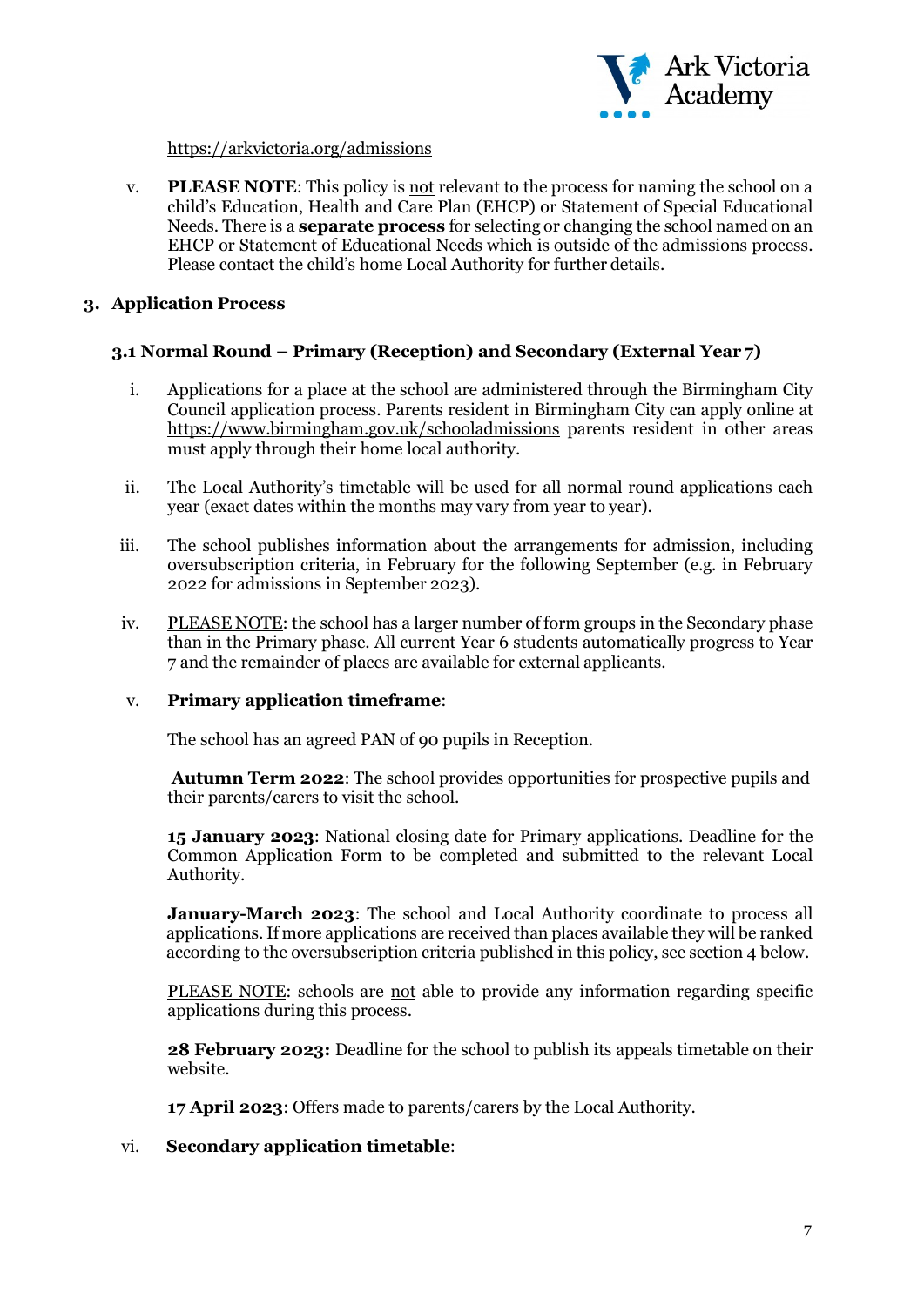https://arkvictoria.org/admissions

v. **PLEASE NOTE**: This policy is not relevant to the process for naming the school on a child's Education, Health and Care Plan (EHCP) or Statement of Special Educational Needs. There is a **separate process** for selecting or changing the school named on an EHCP or Statement of Educational Needs which is outside of the admissions process. Please contact the child's home Local Authority for further details.

## 3. Application Process

### 3.1 Normal Round – Primary (Reception) and Secondary (External Year 7)

i. Applications for a place at the school are administered through the Birmingham City Council application process. Parents resident in Birmingham City can apply online at https://www.birmingham.gov.uk/schooladmissions parents resident in other areas must apply through their home local authority.

ii. The Local Authority's timetable will be used for all normal round applications each year (exact dates within the months may vary from year to year).

iii. The school publishes information about the arrangements for admission, including oversubscription criteria, in February for the following September (e.g. in February 2022 for admissions in September 2023).

iv. PLEASE NOTE: the school has a larger number of form groups in the Secondary phase than in the Primary phase. All current Year 6 students automatically progress to Year 7 and the remainder of places are available for external applicants.

v. **Primary application timeframe**:

The school has an agreed PAN of 90 pupils in Reception.

**Autumn Term 2022**: The school provides opportunities for prospective pupils and their parents/carers to visit the school.

**15 January 2023**: National closing date for Primary applications. Deadline for the Common Application Form to be completed and submitted to the relevant Local Authority.

**January-March 2023**: The school and Local Authority coordinate to process all applications. If more applications are received than places available they will be ranked according to the oversubscription criteria published in this policy, see section 4 below.

PLEASE NOTE: schools are not able to provide any information regarding specific applications during this process.

**28 February 2023:** Deadline for the school to publish its appeals timetable on their website.

**17 April 2023**: Offers made to parents/carers by the Local Authority.

vi. **Secondary application timetable**: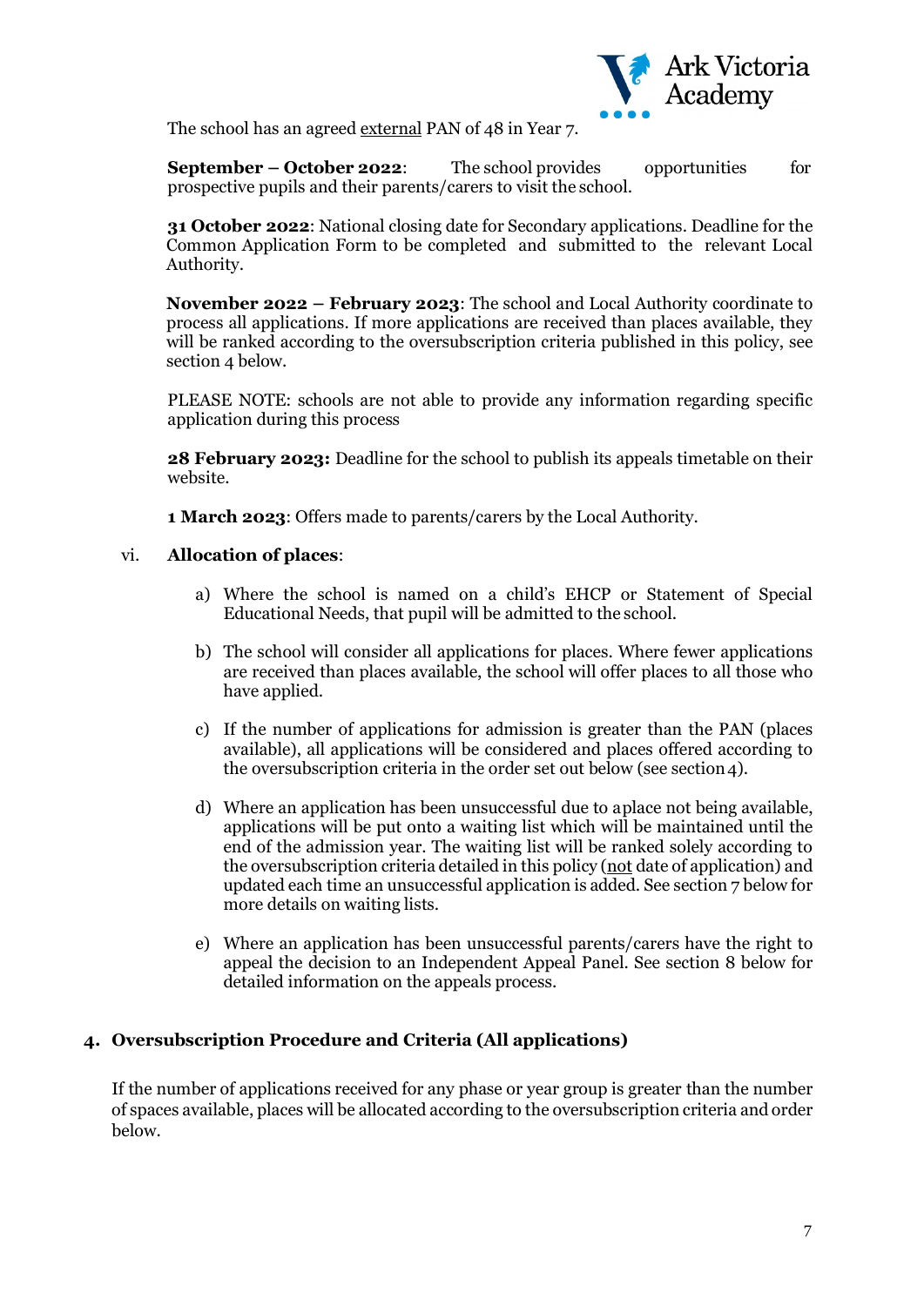The school has an agreed external PAN of 48 in Year 7.

**September – October 2022**: The school provides opportunities for prospective pupils and their parents/carers to visit the school.

**31 October 2022**: National closing date for Secondary applications. Deadline for the Common Application Form to be completed and submitted to the relevant Local Authority.

**November 2022 – February 2023**: The school and Local Authority coordinate to process all applications. If more applications are received than places available, they will be ranked according to the oversubscription criteria published in this policy, see section 4 below.

PLEASE NOTE: schools are not able to provide any information regarding specific application during this process

**28 February 2023:** Deadline for the school to publish its appeals timetable on their website.

**1 March 2023**: Offers made to parents/carers by the Local Authority.

vi. **Allocation of places**:

a) Where the school is named on a child's EHCP or Statement of Special Educational Needs, that pupil will be admitted to the school.

b) The school will consider all applications for places. Where fewer applications are received than places available, the school will offer places to all those who have applied.

c) If the number of applications for admission is greater than the PAN (places available), all applications will be considered and places offered according to the oversubscription criteria in the order set out below (see section 4).

d) Where an application has been unsuccessful due to a place not being available, applications will be put onto a waiting list which will be maintained until the end of the admission year. The waiting list will be ranked solely according to the oversubscription criteria detailed in this policy (not date of application) and updated each time an unsuccessful application is added. See section 7 below for more details on waiting lists.

e) Where an application has been unsuccessful parents/carers have the right to appeal the decision to an Independent Appeal Panel. See section 8 below for detailed information on the appeals process.

## 4. Oversubscription Procedure and Criteria (All applications)

If the number of applications received for any phase or year group is greater than the number of spaces available, places will be allocated according to the oversubscription criteria and order below.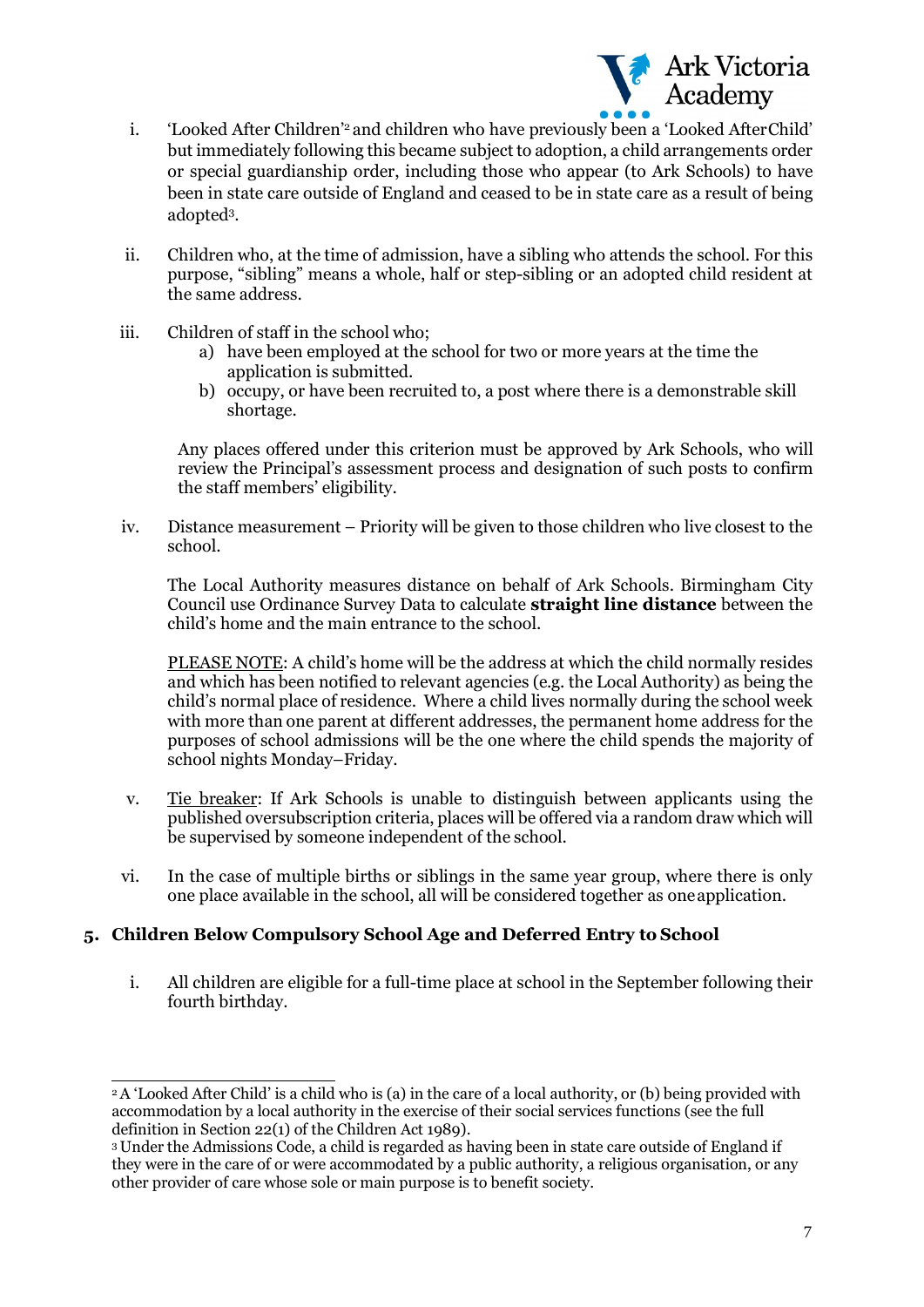i. 'Looked After Children'[2] and children who have previously been a 'Looked After Child' but immediately following this became subject to adoption, a child arrangements order or special guardianship order, including those who appear (to Ark Schools) to have been in state care outside of England and ceased to be in state care as a result of being adopted[3].

ii. Children who, at the time of admission, have a sibling who attends the school. For this purpose, "sibling" means a whole, half or step-sibling or an adopted child resident at the same address.

iii. Children of staff in the school who;
   a) have been employed at the school for two or more years at the time the application is submitted.
   b) occupy, or have been recruited to, a post where there is a demonstrable skill shortage.

   Any places offered under this criterion must be approved by Ark Schools, who will review the Principal's assessment process and designation of such posts to confirm the staff members' eligibility.

iv. Distance measurement – Priority will be given to those children who live closest to the school.

   The Local Authority measures distance on behalf of Ark Schools. Birmingham City Council use Ordinance Survey Data to calculate **straight line distance** between the child's home and the main entrance to the school.

   PLEASE NOTE: A child's home will be the address at which the child normally resides and which has been notified to relevant agencies (e.g. the Local Authority) as being the child's normal place of residence. Where a child lives normally during the school week with more than one parent at different addresses, the permanent home address for the purposes of school admissions will be the one where the child spends the majority of school nights Monday–Friday.

v. Tie breaker: If Ark Schools is unable to distinguish between applicants using the published oversubscription criteria, places will be offered via a random draw which will be supervised by someone independent of the school.

vi. In the case of multiple births or siblings in the same year group, where there is only one place available in the school, all will be considered together as one application.

## 5. Children Below Compulsory School Age and Deferred Entry to School

i. All children are eligible for a full-time place at school in the September following their fourth birthday.

---

[2] A 'Looked After Child' is a child who is (a) in the care of a local authority, or (b) being provided with accommodation by a local authority in the exercise of their social services functions (see the full definition in Section 22(1) of the Children Act 1989).

[3] Under the Admissions Code, a child is regarded as having been in state care outside of England if they were in the care of or were accommodated by a public authority, a religious organisation, or any other provider of care whose sole or main purpose is to benefit society.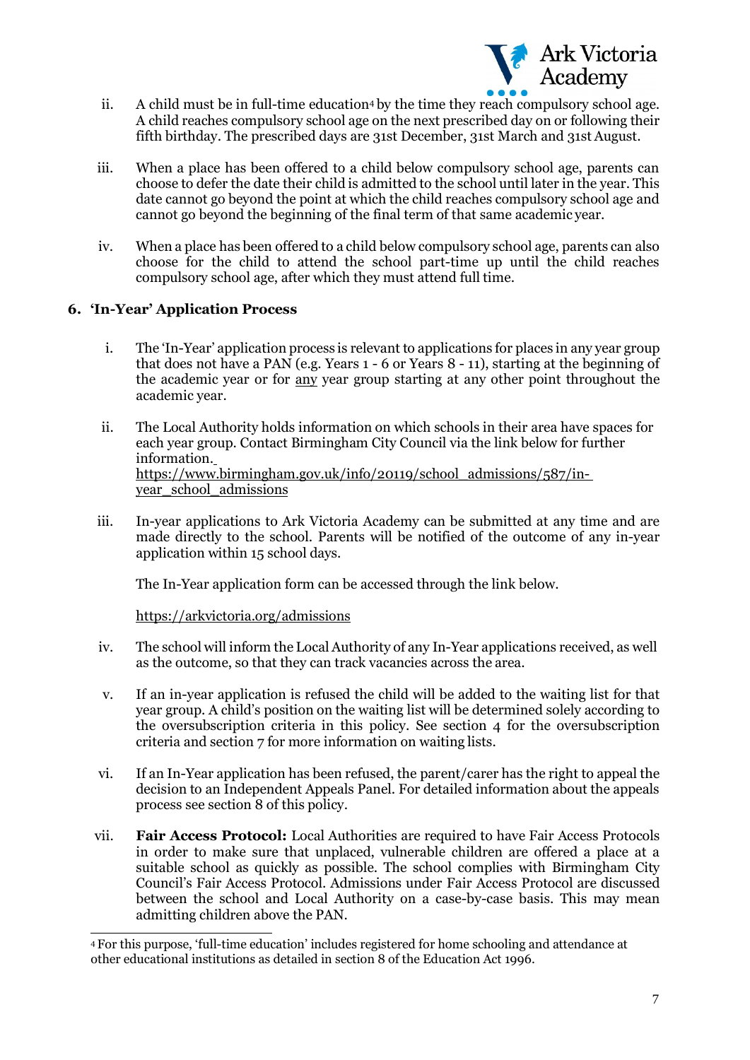ii. A child must be in full-time education[4] by the time they reach compulsory school age. A child reaches compulsory school age on the next prescribed day on or following their fifth birthday. The prescribed days are 31st December, 31st March and 31st August.

iii. When a place has been offered to a child below compulsory school age, parents can choose to defer the date their child is admitted to the school until later in the year. This date cannot go beyond the point at which the child reaches compulsory school age and cannot go beyond the beginning of the final term of that same academic year.

iv. When a place has been offered to a child below compulsory school age, parents can also choose for the child to attend the school part-time up until the child reaches compulsory school age, after which they must attend full time.

## 6. 'In-Year' Application Process

i. The 'In-Year' application process is relevant to applications for places in any year group that does not have a PAN (e.g. Years 1 - 6 or Years 8 - 11), starting at the beginning of the academic year or for <u>any</u> year group starting at any other point throughout the academic year.

ii. The Local Authority holds information on which schools in their area have spaces for each year group. Contact Birmingham City Council via the link below for further information.
https://www.birmingham.gov.uk/info/20119/school_admissions/587/in-year_school_admissions

iii. In-year applications to Ark Victoria Academy can be submitted at any time and are made directly to the school. Parents will be notified of the outcome of any in-year application within 15 school days.

The In-Year application form can be accessed through the link below.

https://arkvictoria.org/admissions

iv. The school will inform the Local Authority of any In-Year applications received, as well as the outcome, so that they can track vacancies across the area.

v. If an in-year application is refused the child will be added to the waiting list for that year group. A child's position on the waiting list will be determined solely according to the oversubscription criteria in this policy. See section 4 for the oversubscription criteria and section 7 for more information on waiting lists.

vi. If an In-Year application has been refused, the parent/carer has the right to appeal the decision to an Independent Appeals Panel. For detailed information about the appeals process see section 8 of this policy.

vii. **Fair Access Protocol:** Local Authorities are required to have Fair Access Protocols in order to make sure that unplaced, vulnerable children are offered a place at a suitable school as quickly as possible. The school complies with Birmingham City Council's Fair Access Protocol. Admissions under Fair Access Protocol are discussed between the school and Local Authority on a case-by-case basis. This may mean admitting children above the PAN.

---

[4] For this purpose, 'full-time education' includes registered for home schooling and attendance at other educational institutions as detailed in section 8 of the Education Act 1996.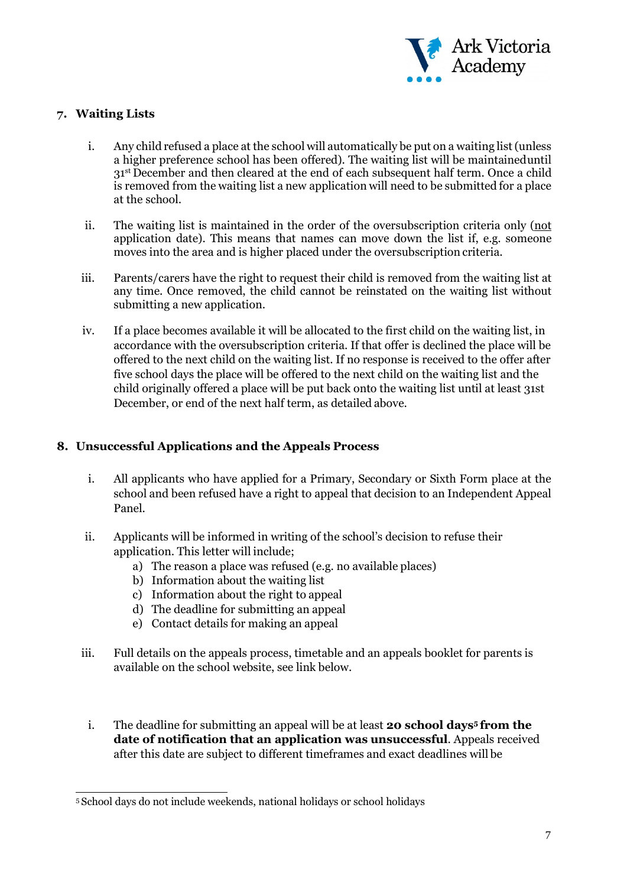## 7. Waiting Lists

i. Any child refused a place at the school will automatically be put on a waiting list (unless a higher preference school has been offered). The waiting list will be maintained until 31st December and then cleared at the end of each subsequent half term. Once a child is removed from the waiting list a new application will need to be submitted for a place at the school.

ii. The waiting list is maintained in the order of the oversubscription criteria only (not application date). This means that names can move down the list if, e.g. someone moves into the area and is higher placed under the oversubscription criteria.

iii. Parents/carers have the right to request their child is removed from the waiting list at any time. Once removed, the child cannot be reinstated on the waiting list without submitting a new application.

iv. If a place becomes available it will be allocated to the first child on the waiting list, in accordance with the oversubscription criteria. If that offer is declined the place will be offered to the next child on the waiting list. If no response is received to the offer after five school days the place will be offered to the next child on the waiting list and the child originally offered a place will be put back onto the waiting list until at least 31st December, or end of the next half term, as detailed above.

## 8. Unsuccessful Applications and the Appeals Process

i. All applicants who have applied for a Primary, Secondary or Sixth Form place at the school and been refused have a right to appeal that decision to an Independent Appeal Panel.

ii. Applicants will be informed in writing of the school's decision to refuse their application. This letter will include;
   a) The reason a place was refused (e.g. no available places)
   b) Information about the waiting list
   c) Information about the right to appeal
   d) The deadline for submitting an appeal
   e) Contact details for making an appeal

iii. Full details on the appeals process, timetable and an appeals booklet for parents is available on the school website, see link below.

i. The deadline for submitting an appeal will be at least **20 school days[5] from the date of notification that an application was unsuccessful**. Appeals received after this date are subject to different timeframes and exact deadlines will be

[5] School days do not include weekends, national holidays or school holidays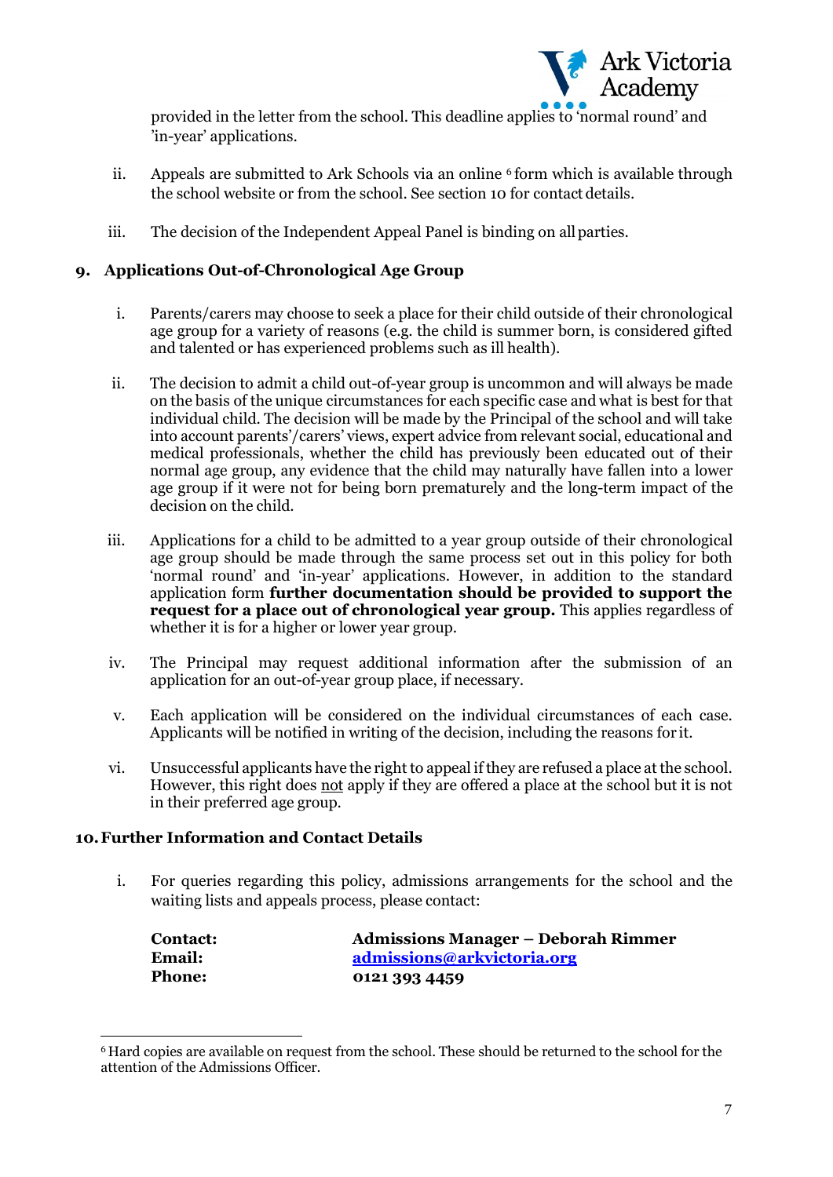provided in the letter from the school. This deadline applies to 'normal round' and 'in-year' applications.

ii. Appeals are submitted to Ark Schools via an online [6] form which is available through the school website or from the school. See section 10 for contact details.

iii. The decision of the Independent Appeal Panel is binding on all parties.

## 9. Applications Out-of-Chronological Age Group

i. Parents/carers may choose to seek a place for their child outside of their chronological age group for a variety of reasons (e.g. the child is summer born, is considered gifted and talented or has experienced problems such as ill health).

ii. The decision to admit a child out-of-year group is uncommon and will always be made on the basis of the unique circumstances for each specific case and what is best for that individual child. The decision will be made by the Principal of the school and will take into account parents'/carers' views, expert advice from relevant social, educational and medical professionals, whether the child has previously been educated out of their normal age group, any evidence that the child may naturally have fallen into a lower age group if it were not for being born prematurely and the long-term impact of the decision on the child.

iii. Applications for a child to be admitted to a year group outside of their chronological age group should be made through the same process set out in this policy for both 'normal round' and 'in-year' applications. However, in addition to the standard application form **further documentation should be provided to support the request for a place out of chronological year group.** This applies regardless of whether it is for a higher or lower year group.

iv. The Principal may request additional information after the submission of an application for an out-of-year group place, if necessary.

v. Each application will be considered on the individual circumstances of each case. Applicants will be notified in writing of the decision, including the reasons for it.

vi. Unsuccessful applicants have the right to appeal if they are refused a place at the school. However, this right does not apply if they are offered a place at the school but it is not in their preferred age group.

## 10. Further Information and Contact Details

i. For queries regarding this policy, admissions arrangements for the school and the waiting lists and appeals process, please contact:

| | |
|---|---|
| **Contact:** | **Admissions Manager – Deborah Rimmer** |
| **Email:** | **admissions@arkvictoria.org** |
| **Phone:** | **0121 393 4459** |

[6] Hard copies are available on request from the school. These should be returned to the school for the attention of the Admissions Officer.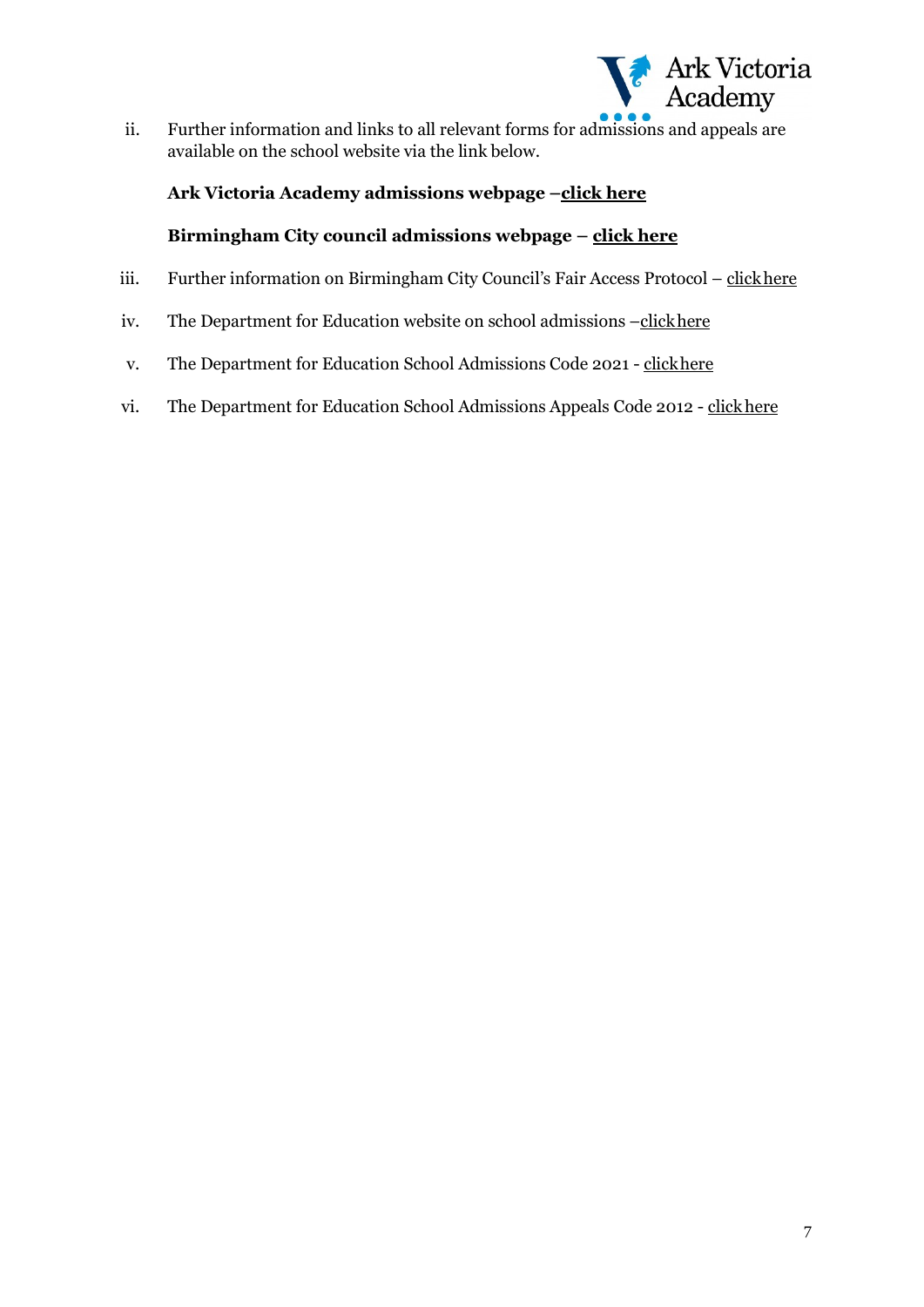ii. Further information and links to all relevant forms for admissions and appeals are available on the school website via the link below.

    **Ark Victoria Academy admissions webpage –click here**

    **Birmingham City council admissions webpage – click here**

iii. Further information on Birmingham City Council's Fair Access Protocol – click here

iv. The Department for Education website on school admissions –click here

v. The Department for Education School Admissions Code 2021 - click here

vi. The Department for Education School Admissions Appeals Code 2012 - click here